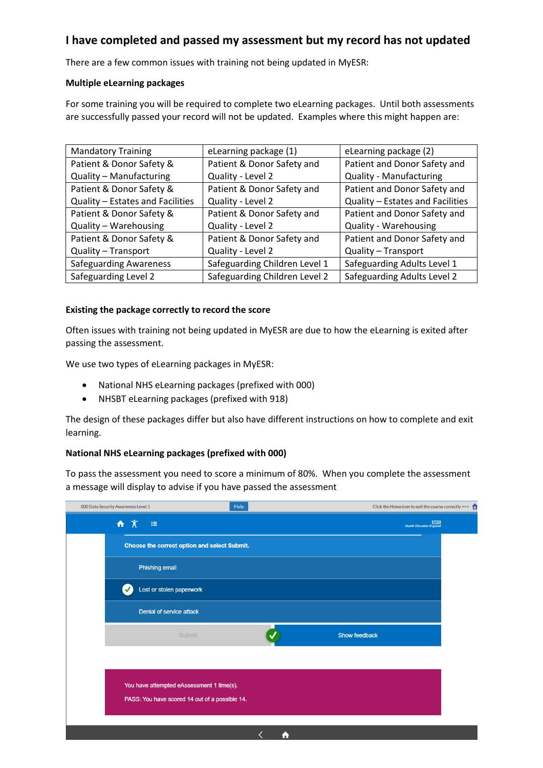## I have completed and passed my assessment but my record has not updated

There are a few common issues with training not being updated in MyESR:

**Multiple eLearning packages**

For some training you will be required to complete two eLearning packages. Until both assessments are successfully passed your record will not be updated. Examples where this might happen are:

| Mandatory Training | eLearning package (1) | eLearning package (2) |
|---|---|---|
| Patient & Donor Safety & Quality – Manufacturing | Patient & Donor Safety and Quality - Level 2 | Patient and Donor Safety and Quality - Manufacturing |
| Patient & Donor Safety & Quality – Estates and Facilities | Patient & Donor Safety and Quality - Level 2 | Patient and Donor Safety and Quality – Estates and Facilities |
| Patient & Donor Safety & Quality – Warehousing | Patient & Donor Safety and Quality - Level 2 | Patient and Donor Safety and Quality - Warehousing |
| Patient & Donor Safety & Quality – Transport | Patient & Donor Safety and Quality - Level 2 | Patient and Donor Safety and Quality – Transport |
| Safeguarding Awareness | Safeguarding Children Level 1 | Safeguarding Adults Level 1 |
| Safeguarding Level 2 | Safeguarding Children Level 2 | Safeguarding Adults Level 2 |

**Existing the package correctly to record the score**

Often issues with training not being updated in MyESR are due to how the eLearning is exited after passing the assessment.

We use two types of eLearning packages in MyESR:

- National NHS eLearning packages (prefixed with 000)
- NHSBT eLearning packages (prefixed with 918)

The design of these packages differ but also have different instructions on how to complete and exit learning.

**National NHS eLearning packages (prefixed with 000)**

To pass the assessment you need to score a minimum of 80%. When you complete the assessment a message will display to advise if you have passed the assessment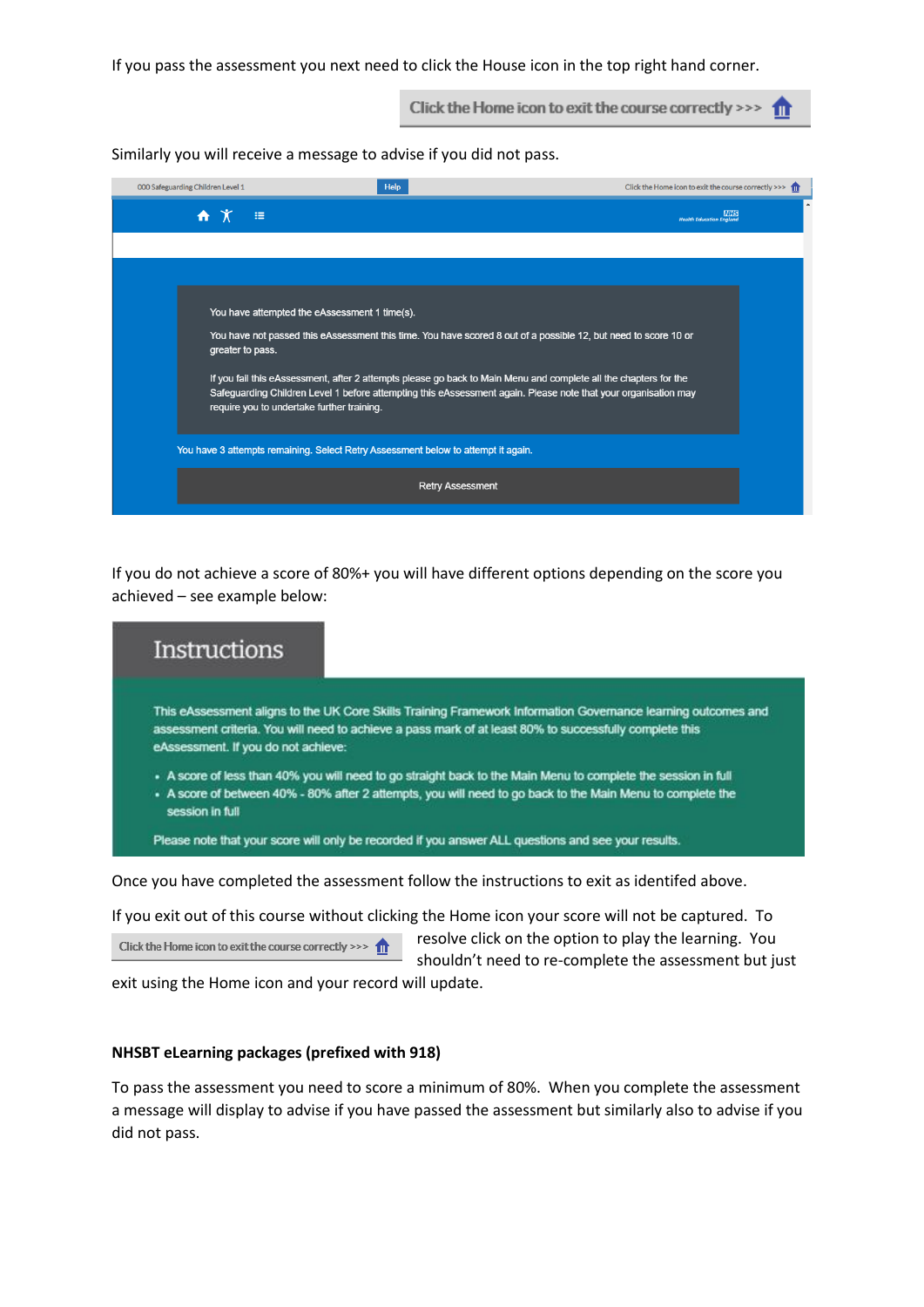If you pass the assessment you next need to click the House icon in the top right hand corner.

Click the Home icon to exit the course correctly >>>

Similarly you will receive a message to advise if you did not pass.

000 Safeguarding Children Level 1 | Help | Click the Home icon to exit the course correctly >>>

You have attempted the eAssessment 1 time(s).

You have not passed this eAssessment this time. You have scored 8 out of a possible 12, but need to score 10 or greater to pass.

If you fail this eAssessment, after 2 attempts please go back to Main Menu and complete all the chapters for the Safeguarding Children Level 1 before attempting this eAssessment again. Please note that your organisation may require you to undertake further training.

You have 3 attempts remaining. Select Retry Assessment below to attempt it again.

Retry Assessment

If you do not achieve a score of 80%+ you will have different options depending on the score you achieved – see example below:

## Instructions

This eAssessment aligns to the UK Core Skills Training Framework Information Governance learning outcomes and assessment criteria. You will need to achieve a pass mark of at least 80% to successfully complete this eAssessment. If you do not achieve:

- A score of less than 40% you will need to go straight back to the Main Menu to complete the session in full
- A score of between 40% - 80% after 2 attempts, you will need to go back to the Main Menu to complete the session in full

Please note that your score will only be recorded if you answer ALL questions and see your results.

Once you have completed the assessment follow the instructions to exit as identifed above.

If you exit out of this course without clicking the Home icon your score will not be captured. To resolve click on the option to play the learning. You shouldn't need to re-complete the assessment but just exit using the Home icon and your record will update.

Click the Home icon to exit the course correctly >>>

**NHSBT eLearning packages (prefixed with 918)**

To pass the assessment you need to score a minimum of 80%. When you complete the assessment a message will display to advise if you have passed the assessment but similarly also to advise if you did not pass.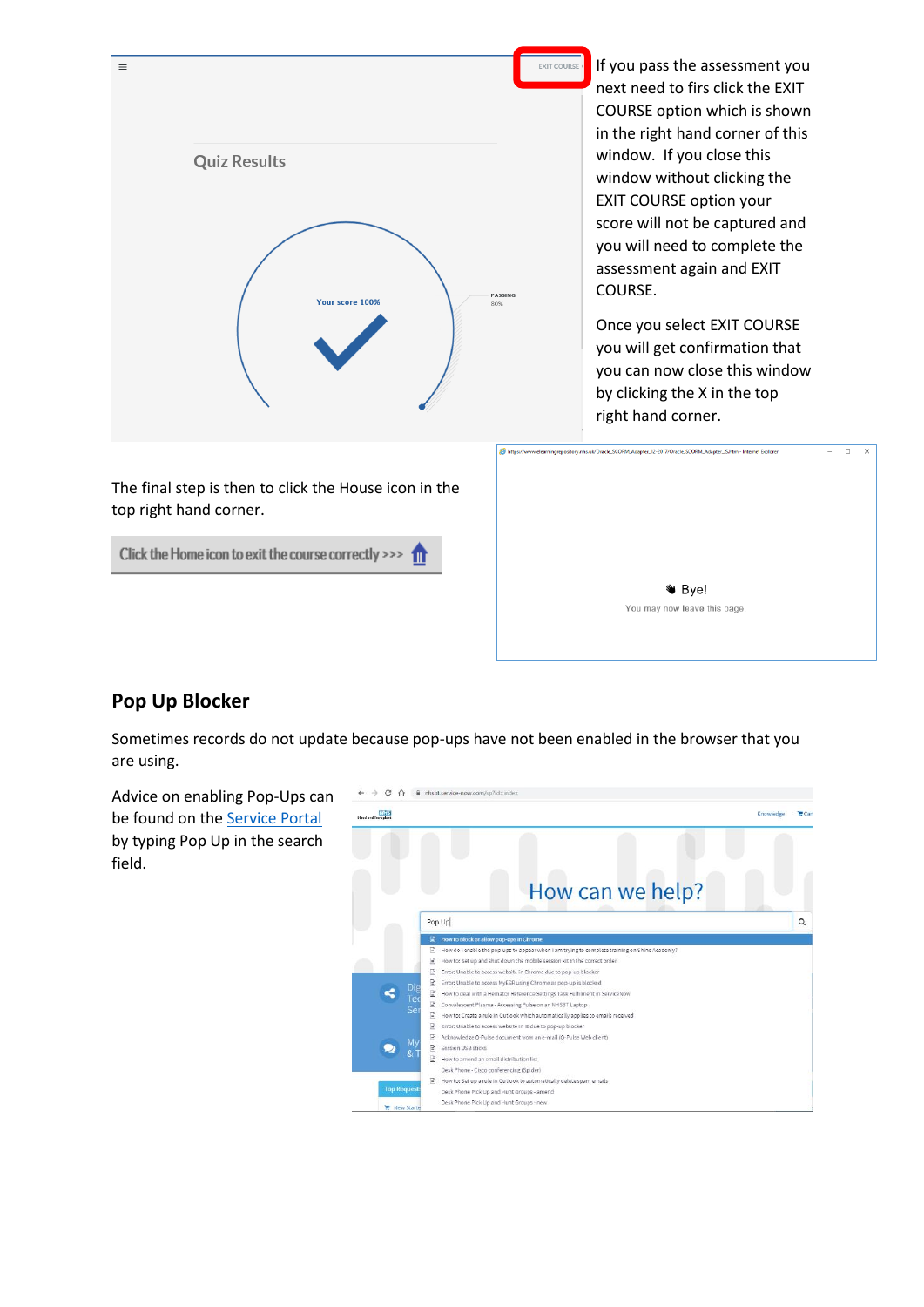If you pass the assessment you next need to firs click the EXIT COURSE option which is shown in the right hand corner of this window. If you close this window without clicking the EXIT COURSE option your score will not be captured and you will need to complete the assessment again and EXIT COURSE.

Once you select EXIT COURSE you will get confirmation that you can now close this window by clicking the X in the top right hand corner.

The final step is then to click the House icon in the top right hand corner.

## Pop Up Blocker

Sometimes records do not update because pop-ups have not been enabled in the browser that you are using.

Advice on enabling Pop-Ups can be found on the Service Portal by typing Pop Up in the search field.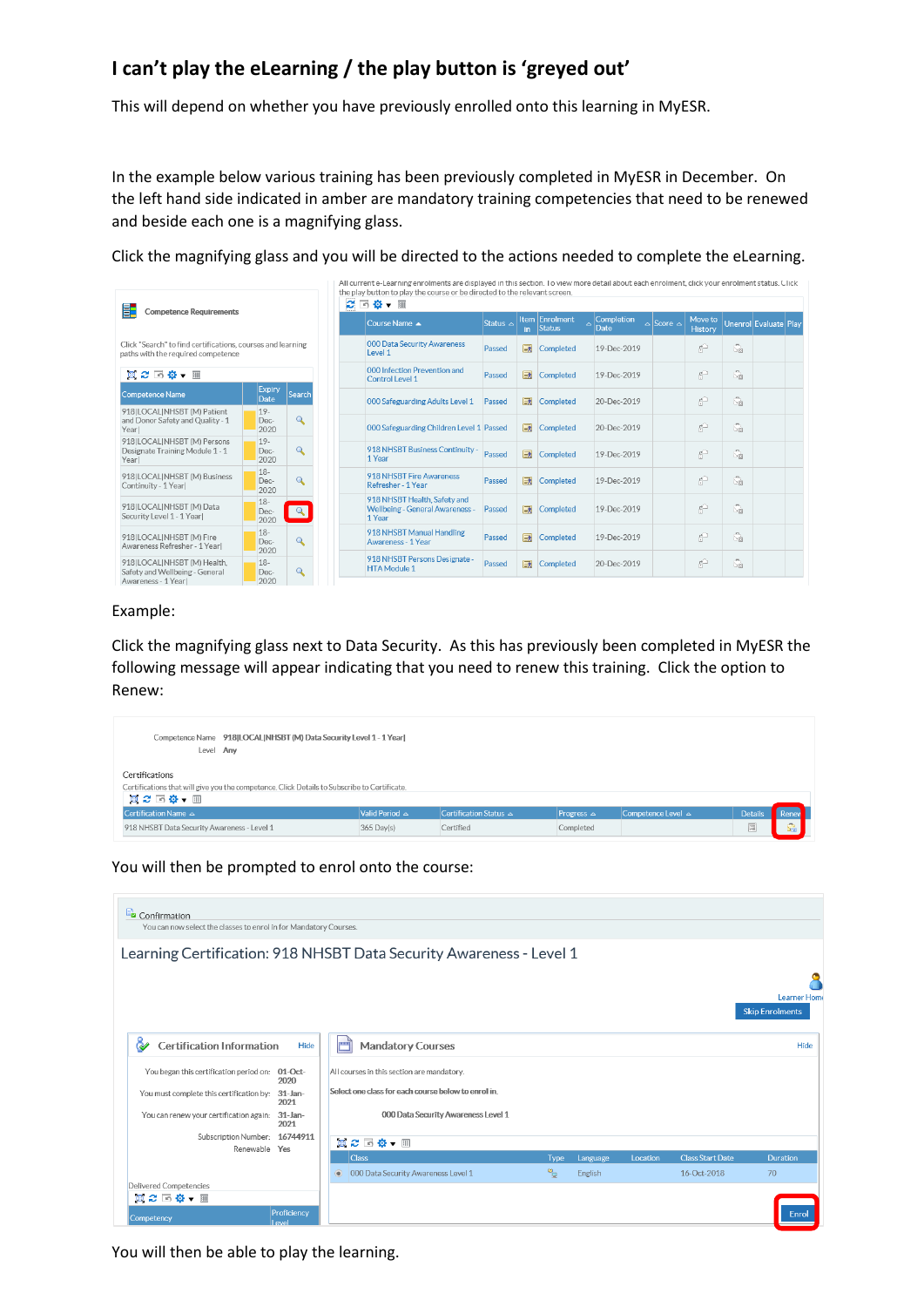## I can't play the eLearning / the play button is 'greyed out'

This will depend on whether you have previously enrolled onto this learning in MyESR.

In the example below various training has been previously completed in MyESR in December. On the left hand side indicated in amber are mandatory training competencies that need to be renewed and beside each one is a magnifying glass.

Click the magnifying glass and you will be directed to the actions needed to complete the eLearning.

Example:

Click the magnifying glass next to Data Security. As this has previously been completed in MyESR the following message will appear indicating that you need to renew this training. Click the option to Renew:

You will then be prompted to enrol onto the course:

You will then be able to play the learning.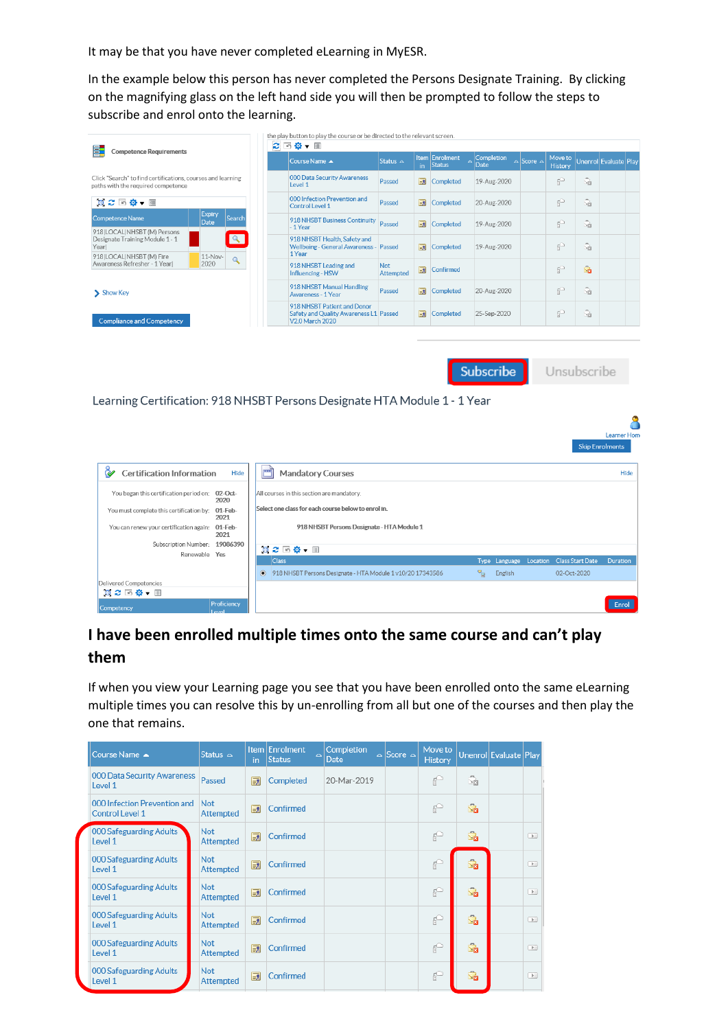It may be that you have never completed eLearning in MyESR.

In the example below this person has never completed the Persons Designate Training. By clicking on the magnifying glass on the left hand side you will then be prompted to follow the steps to subscribe and enrol onto the learning.

Competence Requirements

Click "Search" to find certifications, courses and learning paths with the required competence

| Competence Name | Expiry Date | Search |
|---|---|---|
| 918\|LOCAL\|NHSBT (M) Persons Designate Training Module 1 - 1 Year\| | | |
| 918\|LOCAL\|NHSBT (M) Fire Awareness Refresher - 1 Year\| | 11-Nov-2020 | |

Show Key

Compliance and Competency

the play button to play the course or be directed to the relevant screen.

| Course Name | Status | Item in | Enrolment Status | Completion Date | Score | Move to History | Unenrol | Evaluate | Play |
|---|---|---|---|---|---|---|---|---|---|
| 000 Data Security Awareness Level 1 | Passed | | Completed | 19-Aug-2020 | | | | | |
| 000 Infection Prevention and Control Level 1 | Passed | | Completed | 20-Aug-2020 | | | | | |
| 918 NHSBT Business Continuity - 1 Year | Passed | | Completed | 19-Aug-2020 | | | | | |
| 918 NHSBT Health, Safety and Wellbeing - General Awareness - 1 Year | Passed | | Completed | 19-Aug-2020 | | | | | |
| 918 NHSBT Leading and Influencing - HSW | Not Attempted | | Confirmed | | | | | | |
| 918 NHSBT Manual Handling Awareness - 1 Year | Passed | | Completed | 20-Aug-2020 | | | | | |
| 918 NHSBT Patient and Donor Safety and Quality Awareness L1 V2.0 March 2020 | Passed | | Completed | 25-Sep-2020 | | | | | |

Subscribe | Unsubscribe

Learning Certification: 918 NHSBT Persons Designate HTA Module 1 - 1 Year

Learner Home

Skip Enrolments

**Certification Information**

| | |
|---|---|
| You began this certification period on: | 02-Oct-2020 |
| You must complete this certification by: | 01-Feb-2021 |
| You can renew your certification again: | 01-Feb-2021 |
| Subscription Number: | 19086390 |
| Renewable | Yes |

Delivered Competencies

| Competency | Proficiency Level |
|---|---|

**Mandatory Courses**

All courses in this section are mandatory.

Select one class for each course below to enrol in.

918 NHSBT Persons Designate - HTA Module 1

| Class | Type | Language | Location | Class Start Date | Duration |
|---|---|---|---|---|---|
| 918 NHSBT Persons Designate - HTA Module 1 v10/20 17343586 | | English | | 02-Oct-2020 | |

Enrol

## I have been enrolled multiple times onto the same course and can't play them

If when you view your Learning page you see that you have been enrolled onto the same eLearning multiple times you can resolve this by un-enrolling from all but one of the courses and then play the one that remains.

| Course Name | Status | Item in | Enrolment Status | Completion Date | Score | Move to History | Unenrol | Evaluate | Play |
|---|---|---|---|---|---|---|---|---|---|
| 000 Data Security Awareness Level 1 | Passed | | Completed | 20-Mar-2019 | | | | | |
| 000 Infection Prevention and Control Level 1 | Not Attempted | | Confirmed | | | | | | |
| 000 Safeguarding Adults Level 1 | Not Attempted | | Confirmed | | | | | | |
| 000 Safeguarding Adults Level 1 | Not Attempted | | Confirmed | | | | | | |
| 000 Safeguarding Adults Level 1 | Not Attempted | | Confirmed | | | | | | |
| 000 Safeguarding Adults Level 1 | Not Attempted | | Confirmed | | | | | | |
| 000 Safeguarding Adults Level 1 | Not Attempted | | Confirmed | | | | | | |
| 000 Safeguarding Adults Level 1 | Not Attempted | | Confirmed | | | | | | |